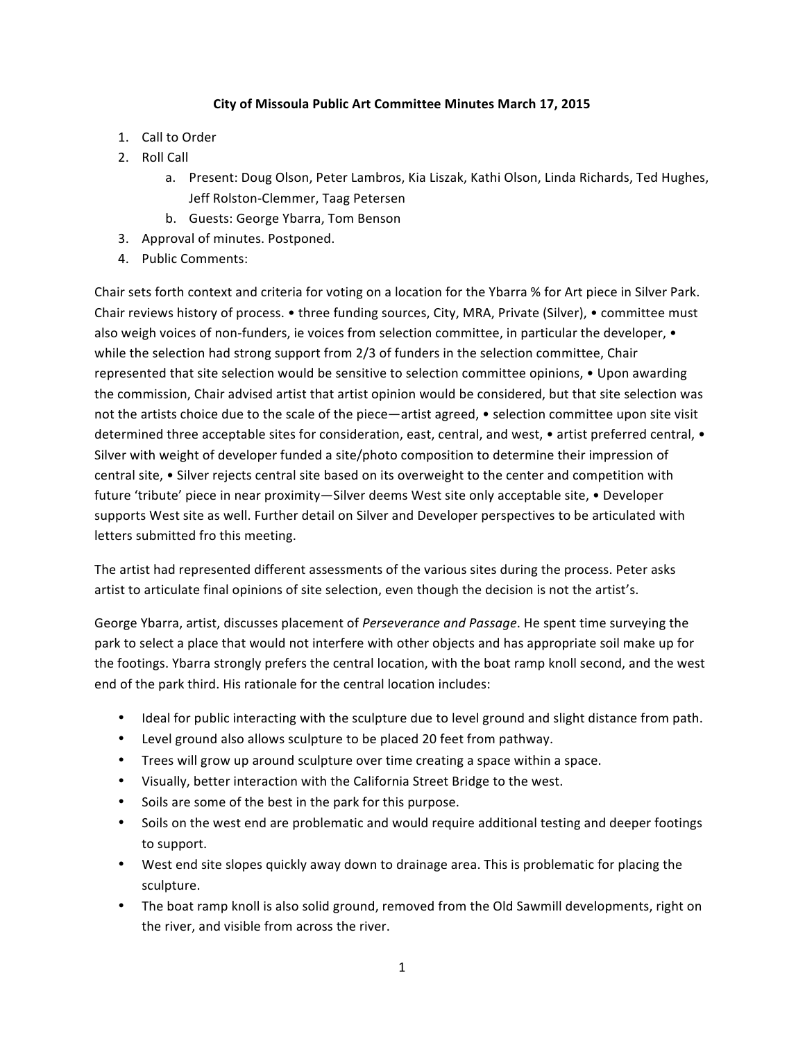**City of Missoula Public Art Committee Minutes March 17, 2015**

1. Call to Order
2. Roll Call
   a. Present: Doug Olson, Peter Lambros, Kia Liszak, Kathi Olson, Linda Richards, Ted Hughes, Jeff Rolston-Clemmer, Taag Petersen
   b. Guests: George Ybarra, Tom Benson
3. Approval of minutes. Postponed.
4. Public Comments:

Chair sets forth context and criteria for voting on a location for the Ybarra % for Art piece in Silver Park. Chair reviews history of process. • three funding sources, City, MRA, Private (Silver), • committee must also weigh voices of non-funders, ie voices from selection committee, in particular the developer, • while the selection had strong support from 2/3 of funders in the selection committee, Chair represented that site selection would be sensitive to selection committee opinions, • Upon awarding the commission, Chair advised artist that artist opinion would be considered, but that site selection was not the artists choice due to the scale of the piece—artist agreed, • selection committee upon site visit determined three acceptable sites for consideration, east, central, and west, • artist preferred central, • Silver with weight of developer funded a site/photo composition to determine their impression of central site, • Silver rejects central site based on its overweight to the center and competition with future 'tribute' piece in near proximity—Silver deems West site only acceptable site, • Developer supports West site as well. Further detail on Silver and Developer perspectives to be articulated with letters submitted fro this meeting.

The artist had represented different assessments of the various sites during the process. Peter asks artist to articulate final opinions of site selection, even though the decision is not the artist's.

George Ybarra, artist, discusses placement of *Perseverance and Passage*. He spent time surveying the park to select a place that would not interfere with other objects and has appropriate soil make up for the footings. Ybarra strongly prefers the central location, with the boat ramp knoll second, and the west end of the park third. His rationale for the central location includes:

- Ideal for public interacting with the sculpture due to level ground and slight distance from path.
- Level ground also allows sculpture to be placed 20 feet from pathway.
- Trees will grow up around sculpture over time creating a space within a space.
- Visually, better interaction with the California Street Bridge to the west.
- Soils are some of the best in the park for this purpose.
- Soils on the west end are problematic and would require additional testing and deeper footings to support.
- West end site slopes quickly away down to drainage area. This is problematic for placing the sculpture.
- The boat ramp knoll is also solid ground, removed from the Old Sawmill developments, right on the river, and visible from across the river.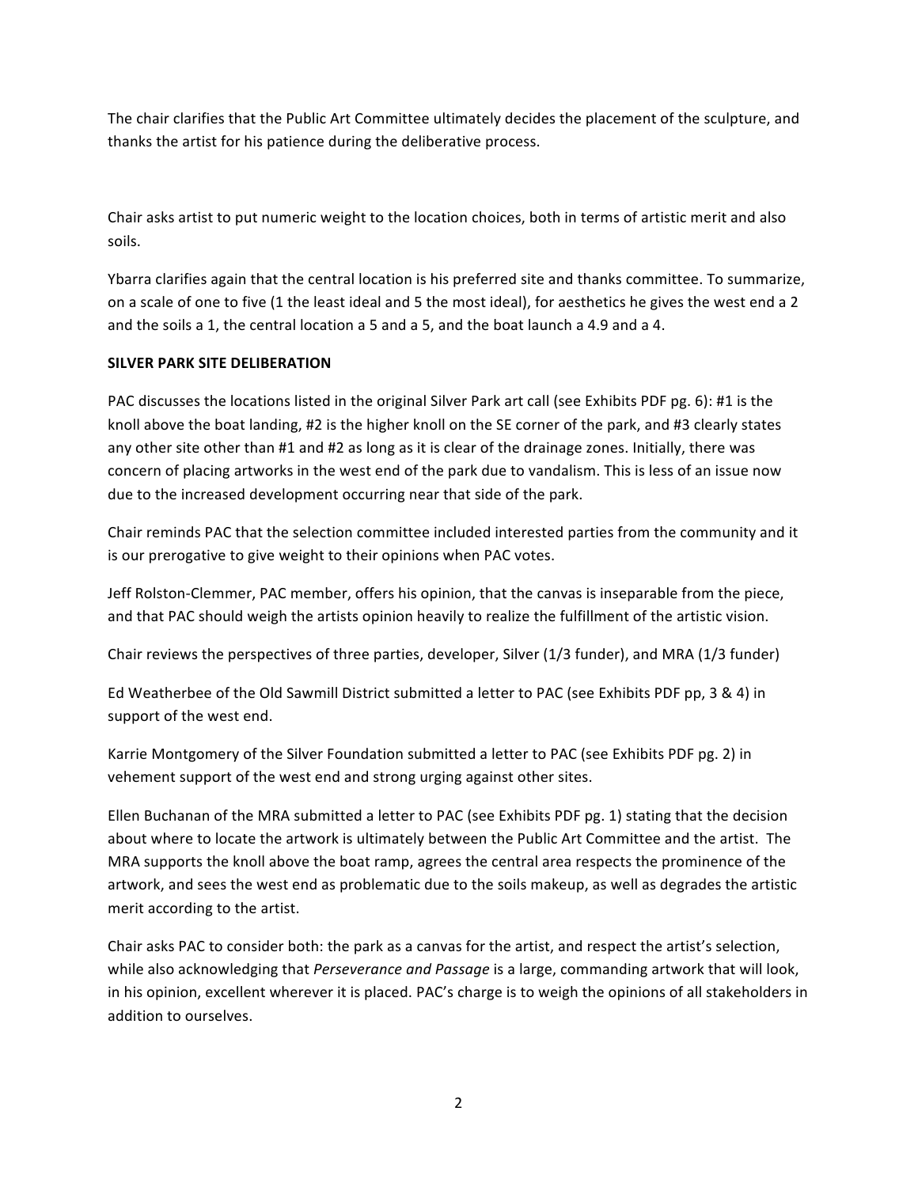The chair clarifies that the Public Art Committee ultimately decides the placement of the sculpture, and thanks the artist for his patience during the deliberative process.

Chair asks artist to put numeric weight to the location choices, both in terms of artistic merit and also soils.

Ybarra clarifies again that the central location is his preferred site and thanks committee. To summarize, on a scale of one to five (1 the least ideal and 5 the most ideal), for aesthetics he gives the west end a 2 and the soils a 1, the central location a 5 and a 5, and the boat launch a 4.9 and a 4.

**SILVER PARK SITE DELIBERATION**

PAC discusses the locations listed in the original Silver Park art call (see Exhibits PDF pg. 6): #1 is the knoll above the boat landing, #2 is the higher knoll on the SE corner of the park, and #3 clearly states any other site other than #1 and #2 as long as it is clear of the drainage zones. Initially, there was concern of placing artworks in the west end of the park due to vandalism. This is less of an issue now due to the increased development occurring near that side of the park.

Chair reminds PAC that the selection committee included interested parties from the community and it is our prerogative to give weight to their opinions when PAC votes.

Jeff Rolston-Clemmer, PAC member, offers his opinion, that the canvas is inseparable from the piece, and that PAC should weigh the artists opinion heavily to realize the fulfillment of the artistic vision.

Chair reviews the perspectives of three parties, developer, Silver (1/3 funder), and MRA (1/3 funder)

Ed Weatherbee of the Old Sawmill District submitted a letter to PAC (see Exhibits PDF pp, 3 & 4) in support of the west end.

Karrie Montgomery of the Silver Foundation submitted a letter to PAC (see Exhibits PDF pg. 2) in vehement support of the west end and strong urging against other sites.

Ellen Buchanan of the MRA submitted a letter to PAC (see Exhibits PDF pg. 1) stating that the decision about where to locate the artwork is ultimately between the Public Art Committee and the artist. The MRA supports the knoll above the boat ramp, agrees the central area respects the prominence of the artwork, and sees the west end as problematic due to the soils makeup, as well as degrades the artistic merit according to the artist.

Chair asks PAC to consider both: the park as a canvas for the artist, and respect the artist's selection, while also acknowledging that *Perseverance and Passage* is a large, commanding artwork that will look, in his opinion, excellent wherever it is placed. PAC's charge is to weigh the opinions of all stakeholders in addition to ourselves.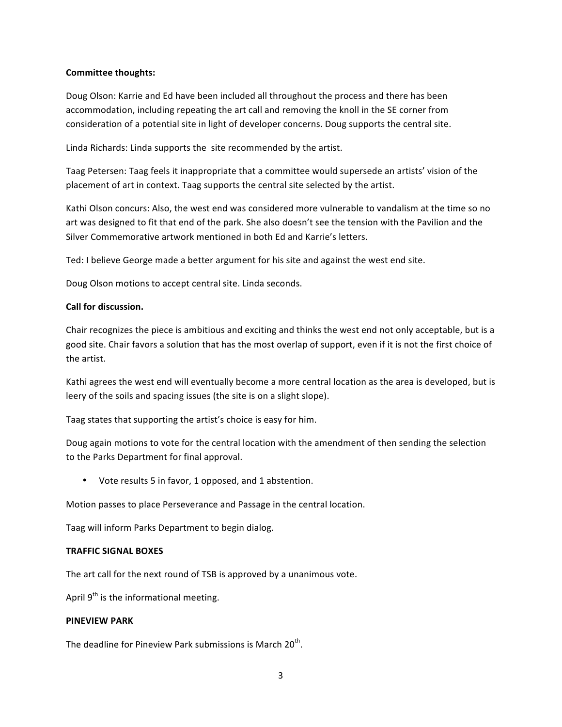**Committee thoughts:**

Doug Olson: Karrie and Ed have been included all throughout the process and there has been accommodation, including repeating the art call and removing the knoll in the SE corner from consideration of a potential site in light of developer concerns. Doug supports the central site.

Linda Richards: Linda supports the site recommended by the artist.

Taag Petersen: Taag feels it inappropriate that a committee would supersede an artists' vision of the placement of art in context. Taag supports the central site selected by the artist.

Kathi Olson concurs: Also, the west end was considered more vulnerable to vandalism at the time so no art was designed to fit that end of the park. She also doesn't see the tension with the Pavilion and the Silver Commemorative artwork mentioned in both Ed and Karrie's letters.

Ted: I believe George made a better argument for his site and against the west end site.

Doug Olson motions to accept central site. Linda seconds.

**Call for discussion.**

Chair recognizes the piece is ambitious and exciting and thinks the west end not only acceptable, but is a good site. Chair favors a solution that has the most overlap of support, even if it is not the first choice of the artist.

Kathi agrees the west end will eventually become a more central location as the area is developed, but is leery of the soils and spacing issues (the site is on a slight slope).

Taag states that supporting the artist's choice is easy for him.

Doug again motions to vote for the central location with the amendment of then sending the selection to the Parks Department for final approval.

- Vote results 5 in favor, 1 opposed, and 1 abstention.

Motion passes to place Perseverance and Passage in the central location.

Taag will inform Parks Department to begin dialog.

**TRAFFIC SIGNAL BOXES**

The art call for the next round of TSB is approved by a unanimous vote.

April 9th is the informational meeting.

**PINEVIEW PARK**

The deadline for Pineview Park submissions is March 20th.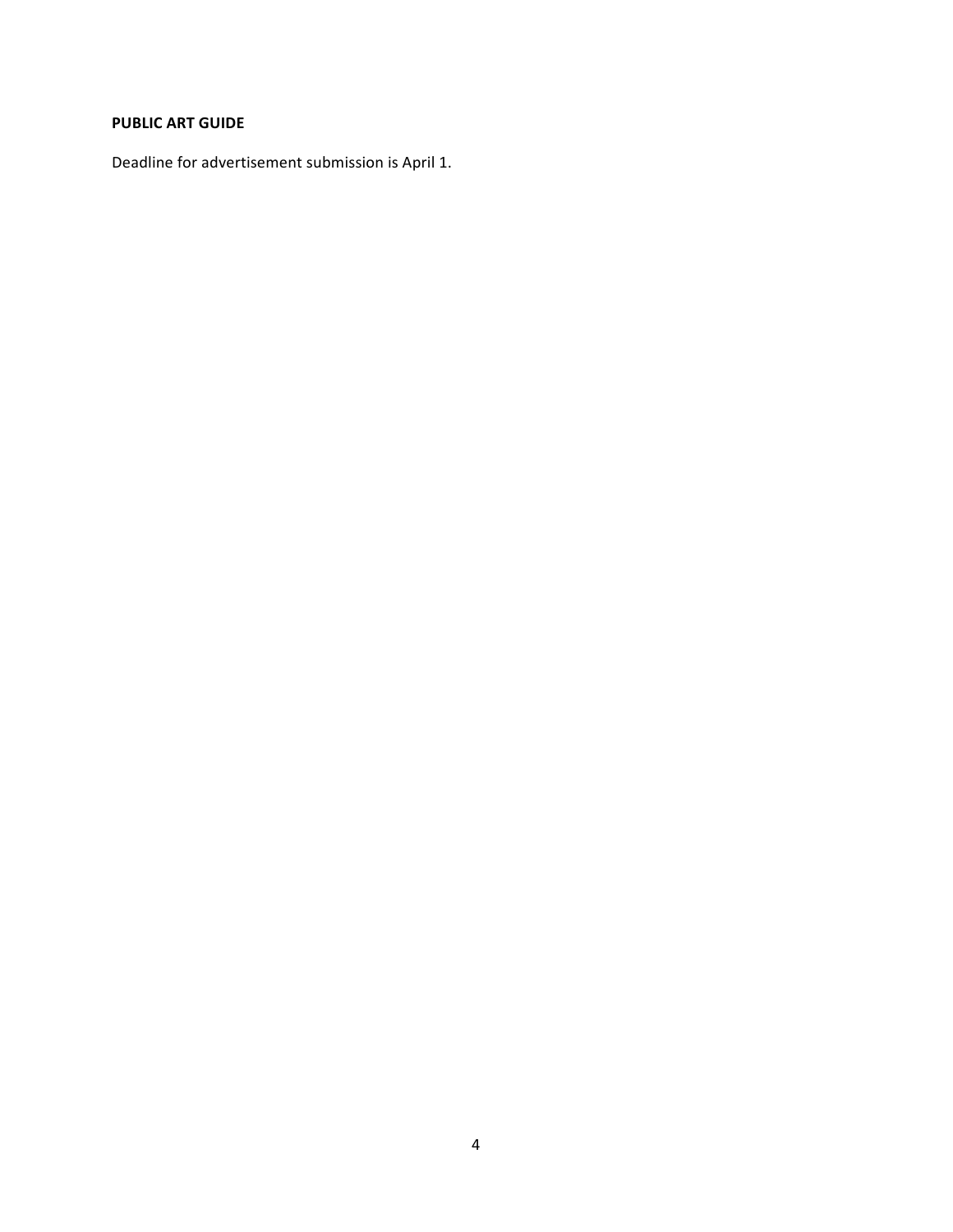**PUBLIC ART GUIDE**

Deadline for advertisement submission is April 1.